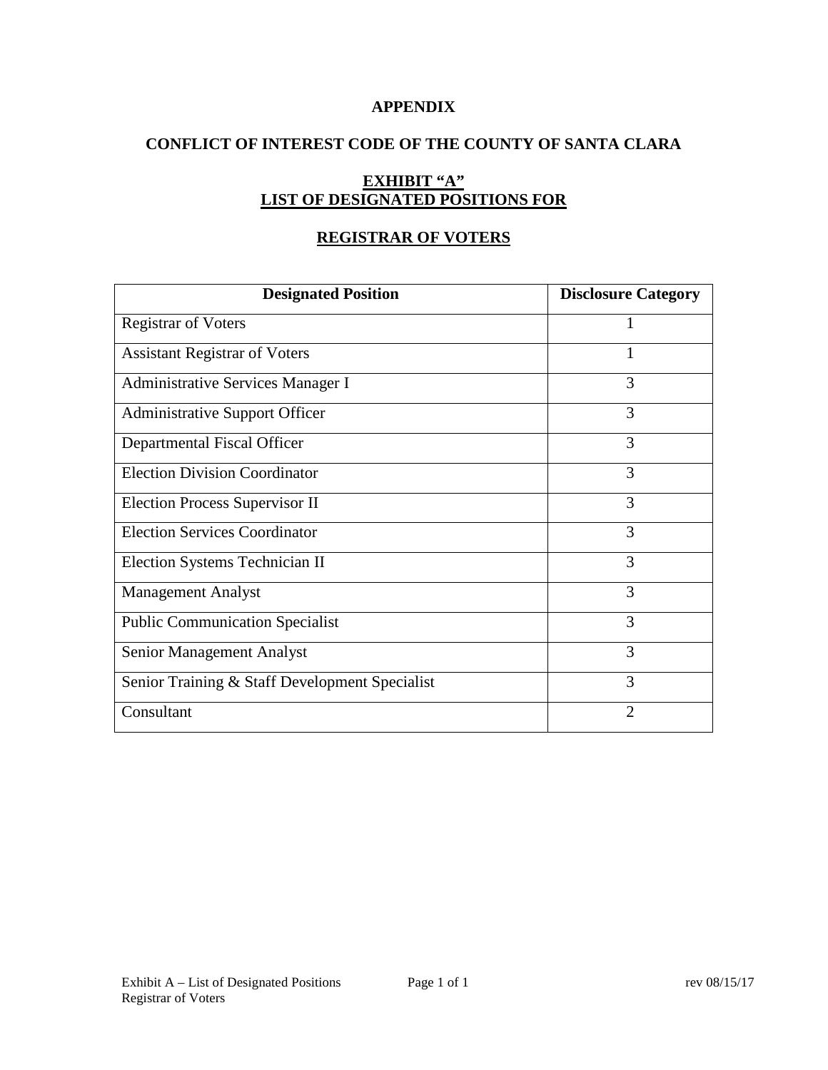**APPENDIX**

**CONFLICT OF INTEREST CODE OF THE COUNTY OF SANTA CLARA**

**EXHIBIT "A"**
**LIST OF DESIGNATED POSITIONS FOR**

**REGISTRAR OF VOTERS**

| Designated Position | Disclosure Category |
|---|---|
| Registrar of Voters | 1 |
| Assistant Registrar of Voters | 1 |
| Administrative Services Manager I | 3 |
| Administrative Support Officer | 3 |
| Departmental Fiscal Officer | 3 |
| Election Division Coordinator | 3 |
| Election Process Supervisor II | 3 |
| Election Services Coordinator | 3 |
| Election Systems Technician II | 3 |
| Management Analyst | 3 |
| Public Communication Specialist | 3 |
| Senior Management Analyst | 3 |
| Senior Training & Staff Development Specialist | 3 |
| Consultant | 2 |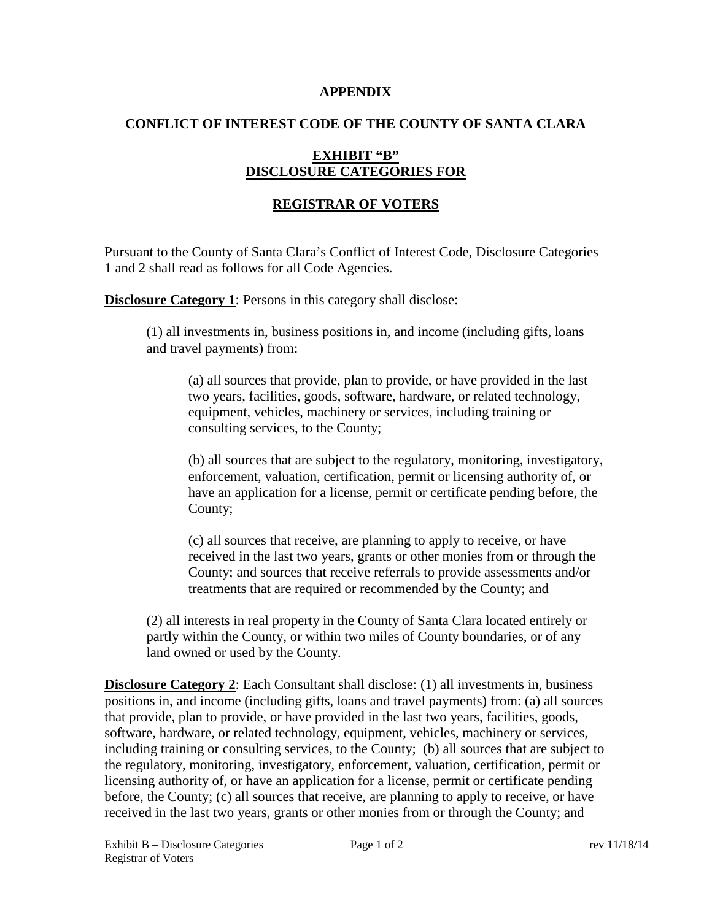**APPENDIX**

**CONFLICT OF INTEREST CODE OF THE COUNTY OF SANTA CLARA**

**EXHIBIT "B"**
**DISCLOSURE CATEGORIES FOR**

**REGISTRAR OF VOTERS**

Pursuant to the County of Santa Clara's Conflict of Interest Code, Disclosure Categories 1 and 2 shall read as follows for all Code Agencies.

**Disclosure Category 1**: Persons in this category shall disclose:

(1) all investments in, business positions in, and income (including gifts, loans and travel payments) from:

(a) all sources that provide, plan to provide, or have provided in the last two years, facilities, goods, software, hardware, or related technology, equipment, vehicles, machinery or services, including training or consulting services, to the County;

(b) all sources that are subject to the regulatory, monitoring, investigatory, enforcement, valuation, certification, permit or licensing authority of, or have an application for a license, permit or certificate pending before, the County;

(c) all sources that receive, are planning to apply to receive, or have received in the last two years, grants or other monies from or through the County; and sources that receive referrals to provide assessments and/or treatments that are required or recommended by the County; and

(2) all interests in real property in the County of Santa Clara located entirely or partly within the County, or within two miles of County boundaries, or of any land owned or used by the County.

**Disclosure Category 2**: Each Consultant shall disclose: (1) all investments in, business positions in, and income (including gifts, loans and travel payments) from: (a) all sources that provide, plan to provide, or have provided in the last two years, facilities, goods, software, hardware, or related technology, equipment, vehicles, machinery or services, including training or consulting services, to the County; (b) all sources that are subject to the regulatory, monitoring, investigatory, enforcement, valuation, certification, permit or licensing authority of, or have an application for a license, permit or certificate pending before, the County; (c) all sources that receive, are planning to apply to receive, or have received in the last two years, grants or other monies from or through the County; and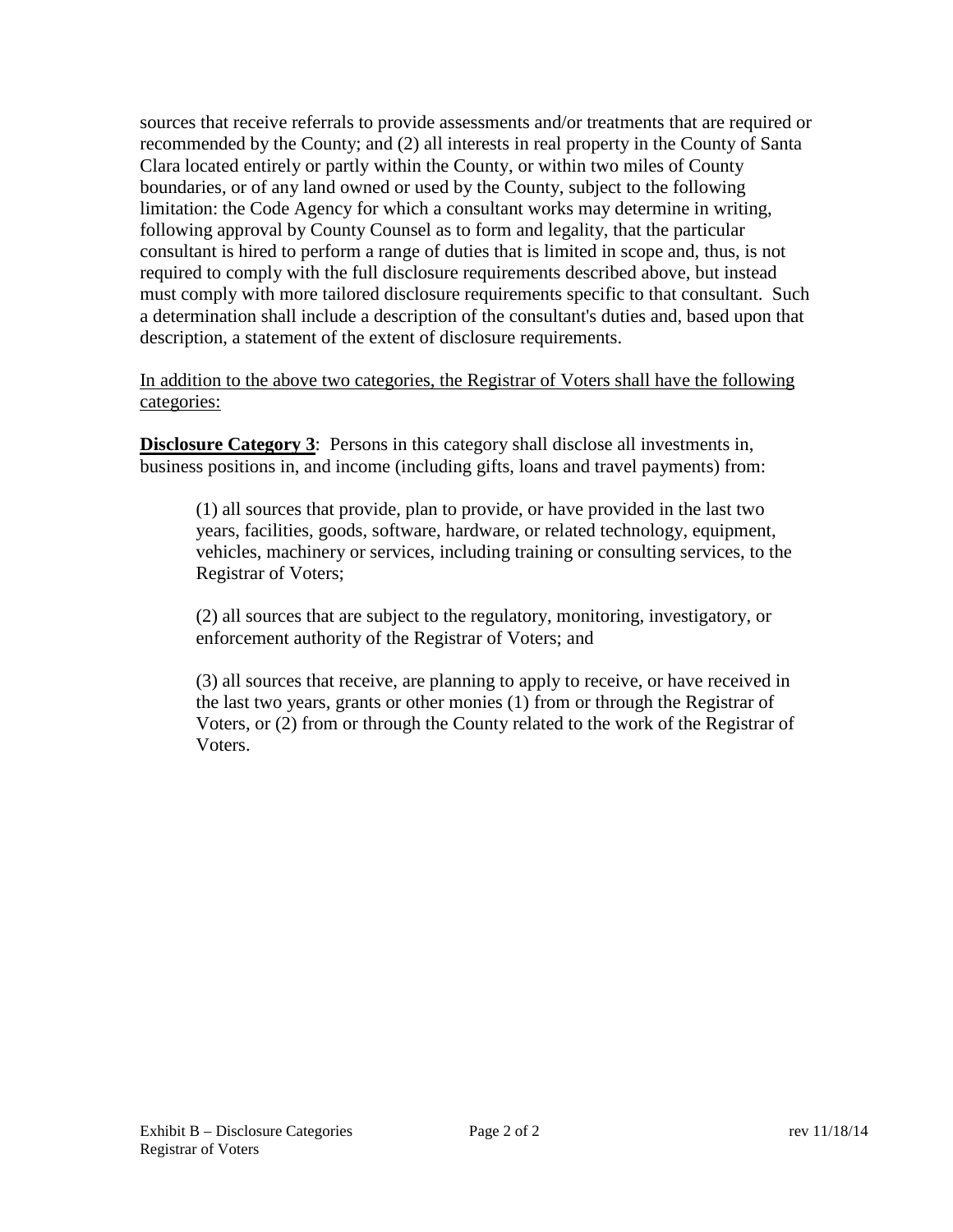sources that receive referrals to provide assessments and/or treatments that are required or recommended by the County; and (2) all interests in real property in the County of Santa Clara located entirely or partly within the County, or within two miles of County boundaries, or of any land owned or used by the County, subject to the following limitation: the Code Agency for which a consultant works may determine in writing, following approval by County Counsel as to form and legality, that the particular consultant is hired to perform a range of duties that is limited in scope and, thus, is not required to comply with the full disclosure requirements described above, but instead must comply with more tailored disclosure requirements specific to that consultant. Such a determination shall include a description of the consultant's duties and, based upon that description, a statement of the extent of disclosure requirements.

<u>In addition to the above two categories, the Registrar of Voters shall have the following categories:</u>

**<u>Disclosure Category 3</u>**: Persons in this category shall disclose all investments in, business positions in, and income (including gifts, loans and travel payments) from:

> (1) all sources that provide, plan to provide, or have provided in the last two years, facilities, goods, software, hardware, or related technology, equipment, vehicles, machinery or services, including training or consulting services, to the Registrar of Voters;
>
> (2) all sources that are subject to the regulatory, monitoring, investigatory, or enforcement authority of the Registrar of Voters; and
>
> (3) all sources that receive, are planning to apply to receive, or have received in the last two years, grants or other monies (1) from or through the Registrar of Voters, or (2) from or through the County related to the work of the Registrar of Voters.